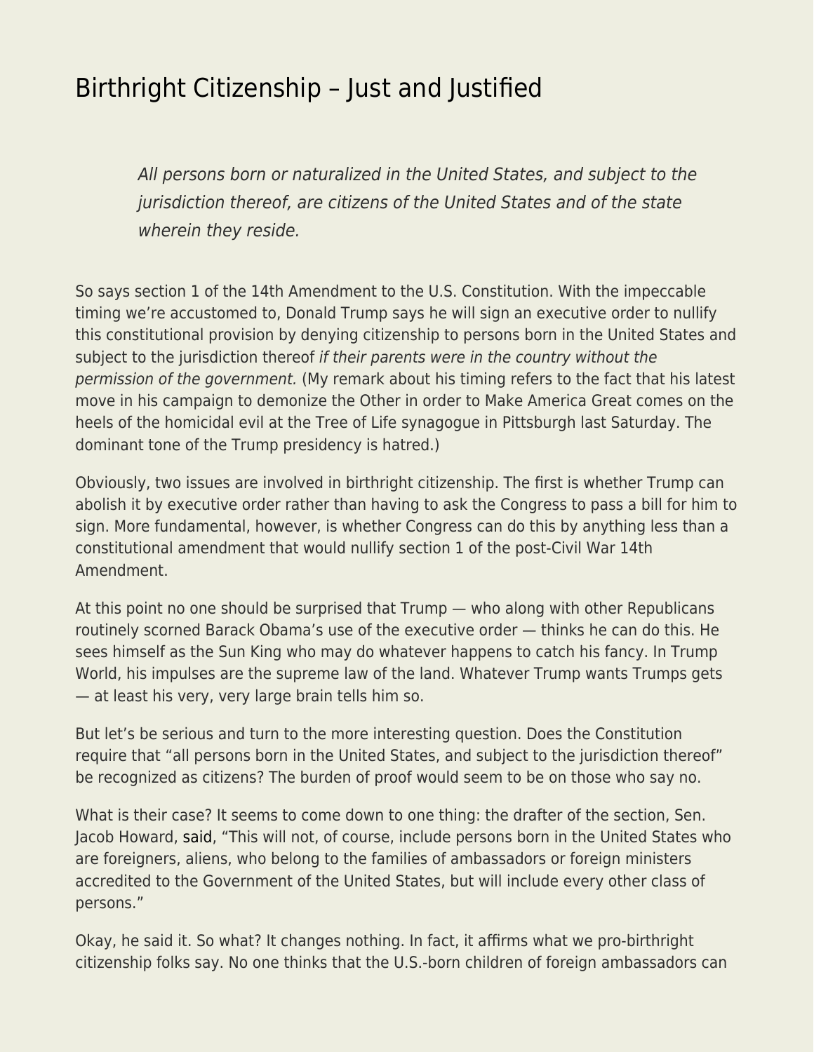# Birthright Citizenship – Just and Justified

> *All persons born or naturalized in the United States, and subject to the jurisdiction thereof, are citizens of the United States and of the state wherein they reside.*

So says section 1 of the 14th Amendment to the U.S. Constitution. With the impeccable timing we're accustomed to, Donald Trump says he will sign an executive order to nullify this constitutional provision by denying citizenship to persons born in the United States and subject to the jurisdiction thereof *if their parents were in the country without the permission of the government.* (My remark about his timing refers to the fact that his latest move in his campaign to demonize the Other in order to Make America Great comes on the heels of the homicidal evil at the Tree of Life synagogue in Pittsburgh last Saturday. The dominant tone of the Trump presidency is hatred.)

Obviously, two issues are involved in birthright citizenship. The first is whether Trump can abolish it by executive order rather than having to ask the Congress to pass a bill for him to sign. More fundamental, however, is whether Congress can do this by anything less than a constitutional amendment that would nullify section 1 of the post-Civil War 14th Amendment.

At this point no one should be surprised that Trump — who along with other Republicans routinely scorned Barack Obama's use of the executive order — thinks he can do this. He sees himself as the Sun King who may do whatever happens to catch his fancy. In Trump World, his impulses are the supreme law of the land. Whatever Trump wants Trumps gets — at least his very, very large brain tells him so.

But let's be serious and turn to the more interesting question. Does the Constitution require that "all persons born in the United States, and subject to the jurisdiction thereof" be recognized as citizens? The burden of proof would seem to be on those who say no.

What is their case? It seems to come down to one thing: the drafter of the section, Sen. Jacob Howard, said, "This will not, of course, include persons born in the United States who are foreigners, aliens, who belong to the families of ambassadors or foreign ministers accredited to the Government of the United States, but will include every other class of persons."

Okay, he said it. So what? It changes nothing. In fact, it affirms what we pro-birthright citizenship folks say. No one thinks that the U.S.-born children of foreign ambassadors can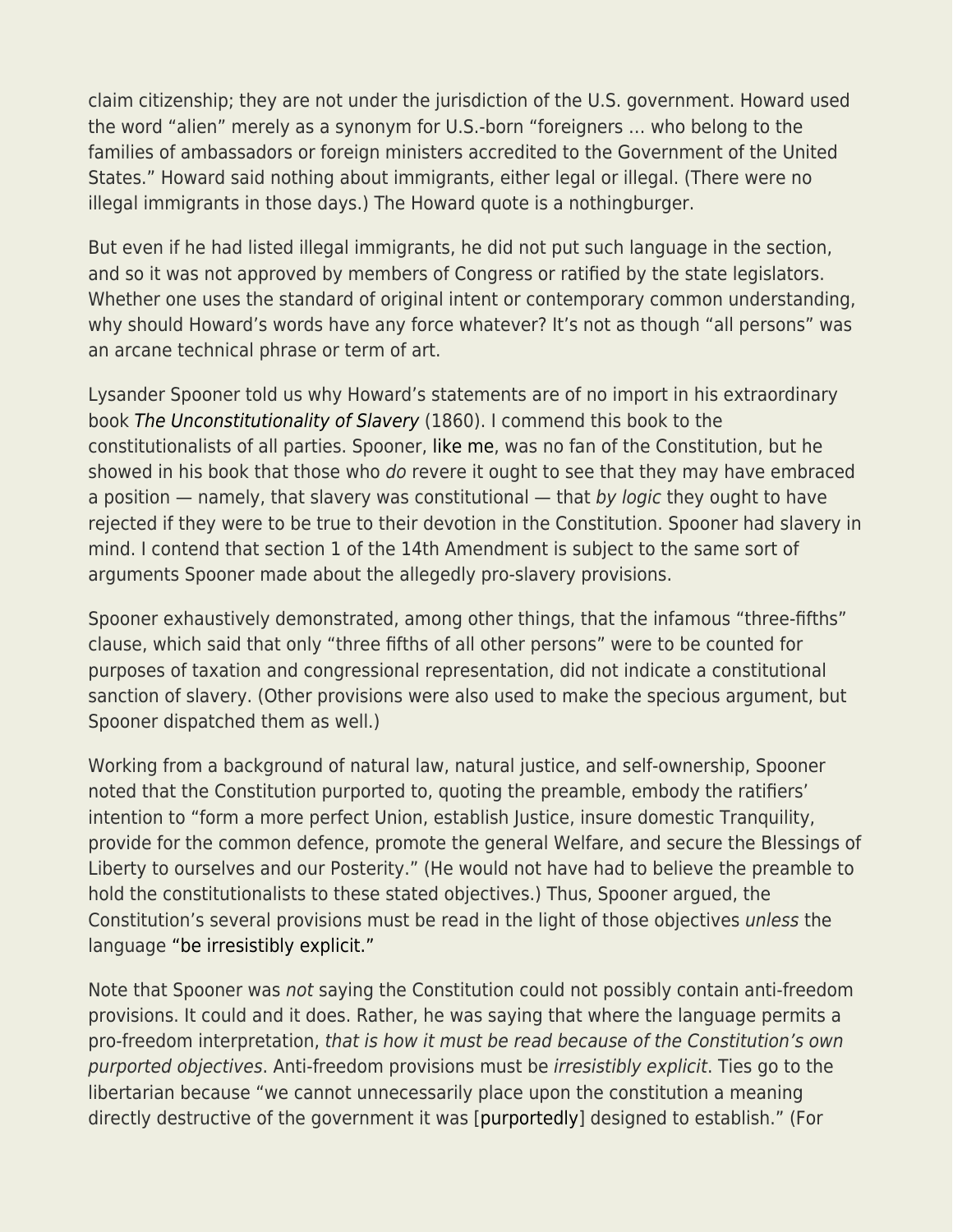claim citizenship; they are not under the jurisdiction of the U.S. government. Howard used the word "alien" merely as a synonym for U.S.-born "foreigners … who belong to the families of ambassadors or foreign ministers accredited to the Government of the United States." Howard said nothing about immigrants, either legal or illegal. (There were no illegal immigrants in those days.) The Howard quote is a nothingburger.

But even if he had listed illegal immigrants, he did not put such language in the section, and so it was not approved by members of Congress or ratified by the state legislators. Whether one uses the standard of original intent or contemporary common understanding, why should Howard's words have any force whatever? It's not as though "all persons" was an arcane technical phrase or term of art.

Lysander Spooner told us why Howard's statements are of no import in his extraordinary book *The Unconstitutionality of Slavery* (1860). I commend this book to the constitutionalists of all parties. Spooner, like me, was no fan of the Constitution, but he showed in his book that those who *do* revere it ought to see that they may have embraced a position — namely, that slavery was constitutional — that *by logic* they ought to have rejected if they were to be true to their devotion in the Constitution. Spooner had slavery in mind. I contend that section 1 of the 14th Amendment is subject to the same sort of arguments Spooner made about the allegedly pro-slavery provisions.

Spooner exhaustively demonstrated, among other things, that the infamous "three-fifths" clause, which said that only "three fifths of all other persons" were to be counted for purposes of taxation and congressional representation, did not indicate a constitutional sanction of slavery. (Other provisions were also used to make the specious argument, but Spooner dispatched them as well.)

Working from a background of natural law, natural justice, and self-ownership, Spooner noted that the Constitution purported to, quoting the preamble, embody the ratifiers' intention to "form a more perfect Union, establish Justice, insure domestic Tranquility, provide for the common defence, promote the general Welfare, and secure the Blessings of Liberty to ourselves and our Posterity." (He would not have had to believe the preamble to hold the constitutionalists to these stated objectives.) Thus, Spooner argued, the Constitution's several provisions must be read in the light of those objectives *unless* the language "be irresistibly explicit."

Note that Spooner was *not* saying the Constitution could not possibly contain anti-freedom provisions. It could and it does. Rather, he was saying that where the language permits a pro-freedom interpretation, *that is how it must be read because of the Constitution's own purported objectives*. Anti-freedom provisions must be *irresistibly explicit*. Ties go to the libertarian because "we cannot unnecessarily place upon the constitution a meaning directly destructive of the government it was [purportedly] designed to establish." (For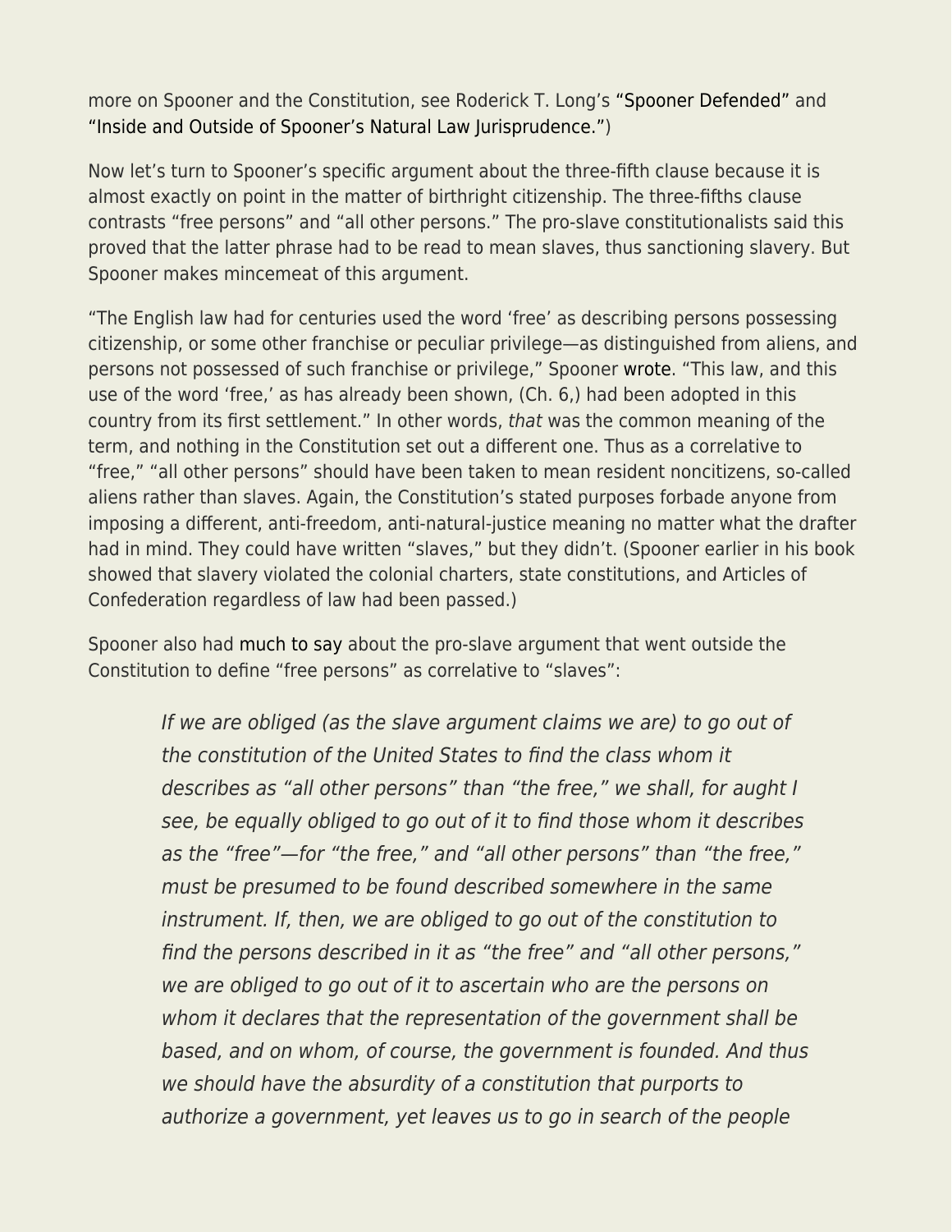more on Spooner and the Constitution, see Roderick T. Long's "Spooner Defended" and "Inside and Outside of Spooner's Natural Law Jurisprudence.")

Now let's turn to Spooner's specific argument about the three-fifth clause because it is almost exactly on point in the matter of birthright citizenship. The three-fifths clause contrasts "free persons" and "all other persons." The pro-slave constitutionalists said this proved that the latter phrase had to be read to mean slaves, thus sanctioning slavery. But Spooner makes mincemeat of this argument.

"The English law had for centuries used the word 'free' as describing persons possessing citizenship, or some other franchise or peculiar privilege—as distinguished from aliens, and persons not possessed of such franchise or privilege," Spooner wrote. "This law, and this use of the word 'free,' as has already been shown, (Ch. 6,) had been adopted in this country from its first settlement." In other words, *that* was the common meaning of the term, and nothing in the Constitution set out a different one. Thus as a correlative to "free," "all other persons" should have been taken to mean resident noncitizens, so-called aliens rather than slaves. Again, the Constitution's stated purposes forbade anyone from imposing a different, anti-freedom, anti-natural-justice meaning no matter what the drafter had in mind. They could have written "slaves," but they didn't. (Spooner earlier in his book showed that slavery violated the colonial charters, state constitutions, and Articles of Confederation regardless of law had been passed.)

Spooner also had much to say about the pro-slave argument that went outside the Constitution to define "free persons" as correlative to "slaves":

> *If we are obliged (as the slave argument claims we are) to go out of the constitution of the United States to find the class whom it describes as "all other persons" than "the free," we shall, for aught I see, be equally obliged to go out of it to find those whom it describes as the "free"—for "the free," and "all other persons" than "the free," must be presumed to be found described somewhere in the same instrument. If, then, we are obliged to go out of the constitution to find the persons described in it as "the free" and "all other persons," we are obliged to go out of it to ascertain who are the persons on whom it declares that the representation of the government shall be based, and on whom, of course, the government is founded. And thus we should have the absurdity of a constitution that purports to authorize a government, yet leaves us to go in search of the people*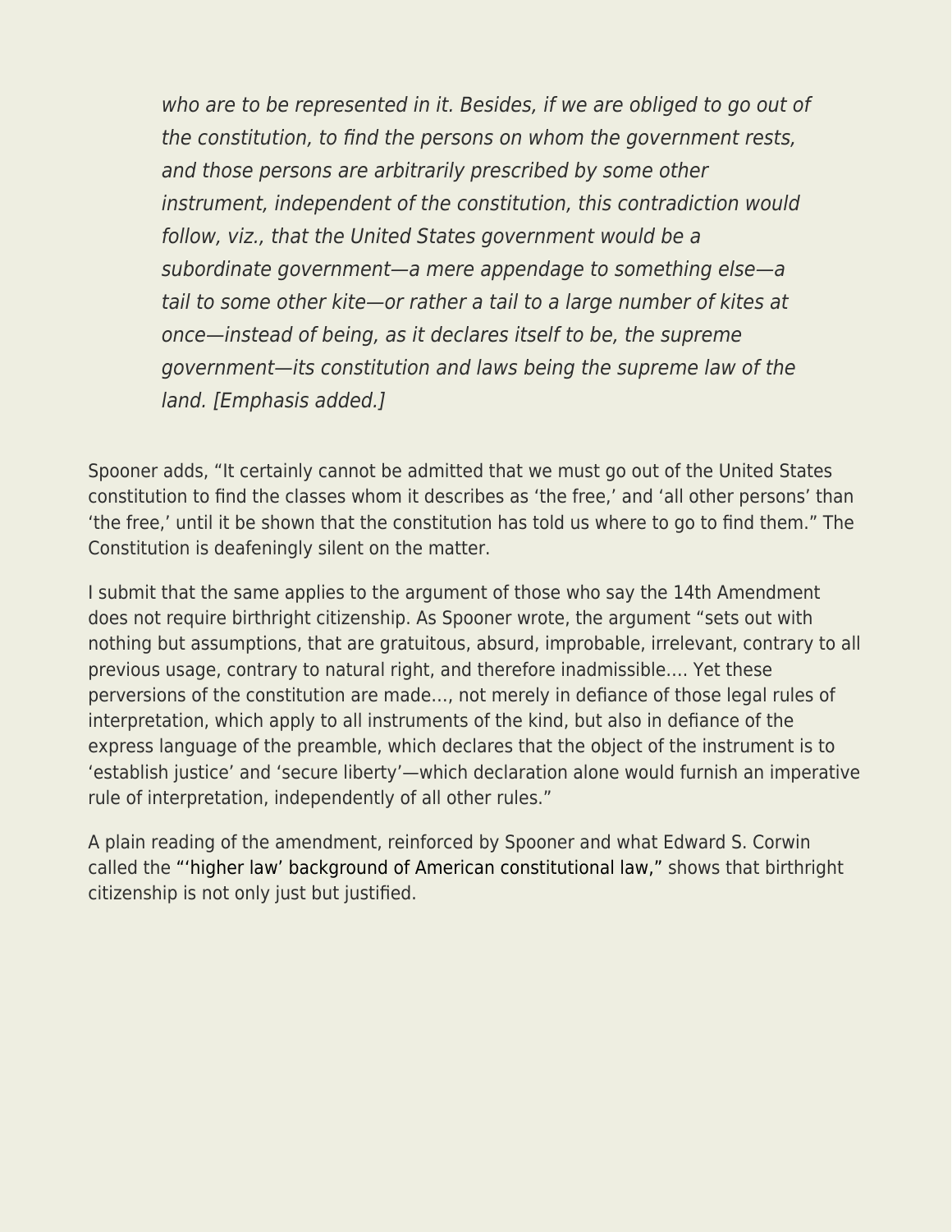> *who are to be represented in it. Besides, if we are obliged to go out of the constitution, to find the persons on whom the government rests, and those persons are arbitrarily prescribed by some other instrument, independent of the constitution, this contradiction would follow, viz., that the United States government would be a subordinate government—a mere appendage to something else—a tail to some other kite—or rather a tail to a large number of kites at once—instead of being, as it declares itself to be, the supreme government—its constitution and laws being the supreme law of the land. [Emphasis added.]*

Spooner adds, "It certainly cannot be admitted that we must go out of the United States constitution to find the classes whom it describes as 'the free,' and 'all other persons' than 'the free,' until it be shown that the constitution has told us where to go to find them." The Constitution is deafeningly silent on the matter.

I submit that the same applies to the argument of those who say the 14th Amendment does not require birthright citizenship. As Spooner wrote, the argument "sets out with nothing but assumptions, that are gratuitous, absurd, improbable, irrelevant, contrary to all previous usage, contrary to natural right, and therefore inadmissible…. Yet these perversions of the constitution are made…, not merely in defiance of those legal rules of interpretation, which apply to all instruments of the kind, but also in defiance of the express language of the preamble, which declares that the object of the instrument is to 'establish justice' and 'secure liberty'—which declaration alone would furnish an imperative rule of interpretation, independently of all other rules."

A plain reading of the amendment, reinforced by Spooner and what Edward S. Corwin called the "'higher law' background of American constitutional law," shows that birthright citizenship is not only just but justified.